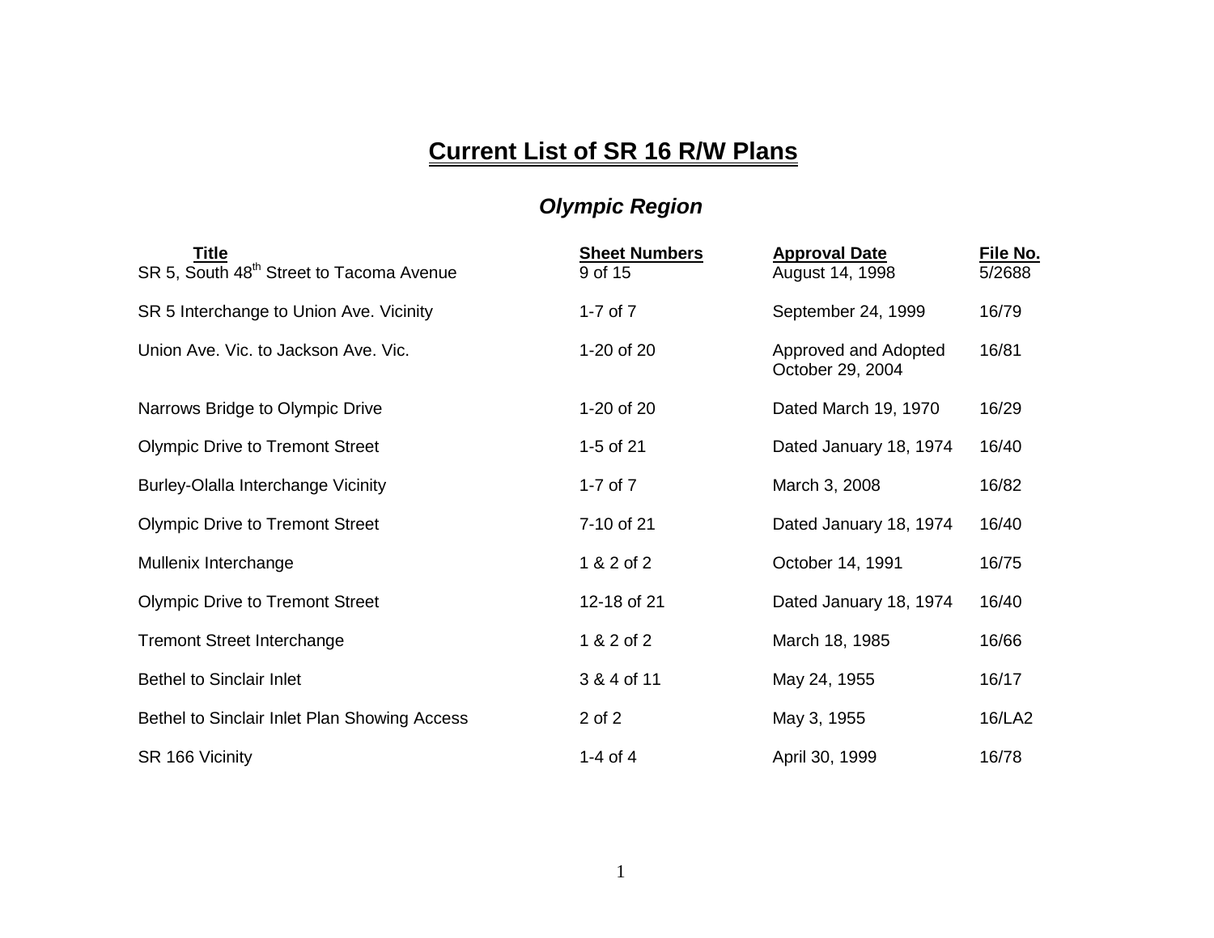# Current List of SR 16 R/W Plans

## *Olympic Region*

| Title | Sheet Numbers | Approval Date | File No. |
|---|---|---|---|
| SR 5, South 48th Street to Tacoma Avenue | 9 of 15 | August 14, 1998 | 5/2688 |
| SR 5 Interchange to Union Ave. Vicinity | 1-7 of 7 | September 24, 1999 | 16/79 |
| Union Ave. Vic. to Jackson Ave. Vic. | 1-20 of 20 | Approved and Adopted October 29, 2004 | 16/81 |
| Narrows Bridge to Olympic Drive | 1-20 of 20 | Dated March 19, 1970 | 16/29 |
| Olympic Drive to Tremont Street | 1-5 of 21 | Dated January 18, 1974 | 16/40 |
| Burley-Olalla Interchange Vicinity | 1-7 of 7 | March 3, 2008 | 16/82 |
| Olympic Drive to Tremont Street | 7-10 of 21 | Dated January 18, 1974 | 16/40 |
| Mullenix Interchange | 1 & 2 of 2 | October 14, 1991 | 16/75 |
| Olympic Drive to Tremont Street | 12-18 of 21 | Dated January 18, 1974 | 16/40 |
| Tremont Street Interchange | 1 & 2 of 2 | March 18, 1985 | 16/66 |
| Bethel to Sinclair Inlet | 3 & 4 of 11 | May 24, 1955 | 16/17 |
| Bethel to Sinclair Inlet Plan Showing Access | 2 of 2 | May 3, 1955 | 16/LA2 |
| SR 166 Vicinity | 1-4 of 4 | April 30, 1999 | 16/78 |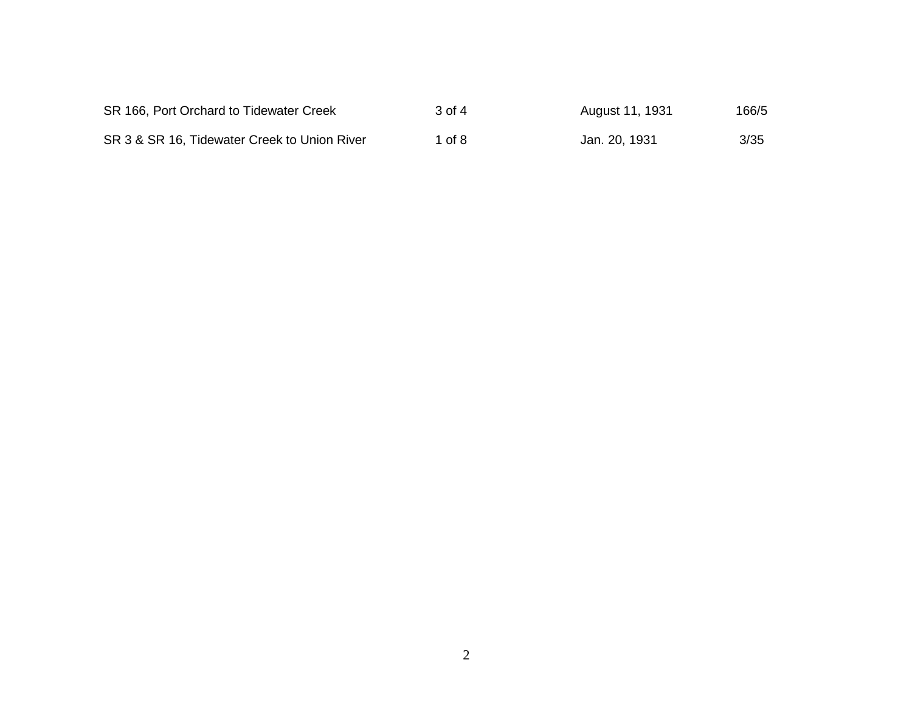| | | | |
|---|---|---|---|
| SR 166, Port Orchard to Tidewater Creek | 3 of 4 | August 11, 1931 | 166/5 |
| SR 3 & SR 16, Tidewater Creek to Union River | 1 of 8 | Jan. 20, 1931 | 3/35 |